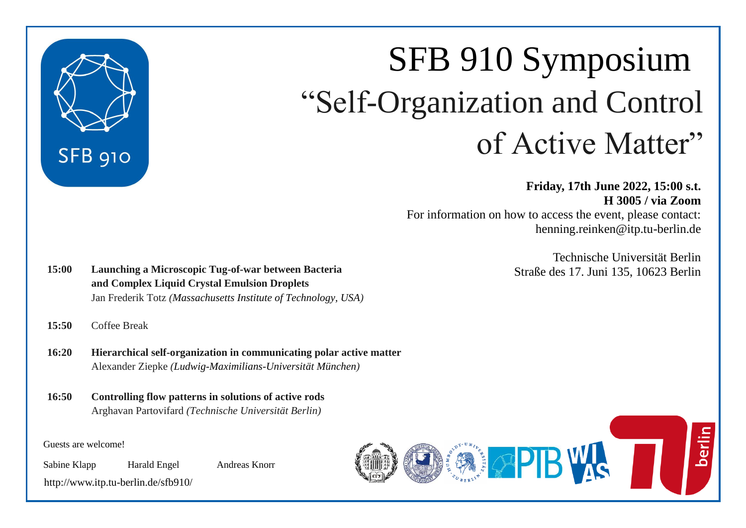SFB 910

# SFB 910 Symposium

# “Self-Organization and Control of Active Matter”

**Friday, 17th June 2022, 15:00 s.t.**
**H 3005 / via Zoom**
For information on how to access the event, please contact:
henning.reinken@itp.tu-berlin.de

Technische Universität Berlin
Straße des 17. Juni 135, 10623 Berlin

**15:00** **Launching a Microscopic Tug-of-war between Bacteria and Complex Liquid Crystal Emulsion Droplets**
Jan Frederik Totz *(Massachusetts Institute of Technology, USA)*

**15:50** Coffee Break

**16:20** **Hierarchical self-organization in communicating polar active matter**
Alexander Ziepke *(Ludwig-Maximilians-Universität München)*

**16:50** **Controlling flow patterns in solutions of active rods**
Arghavan Partovifard *(Technische Universität Berlin)*

Guests are welcome!

Sabine Klapp Harald Engel Andreas Knorr

http://www.itp.tu-berlin.de/sfb910/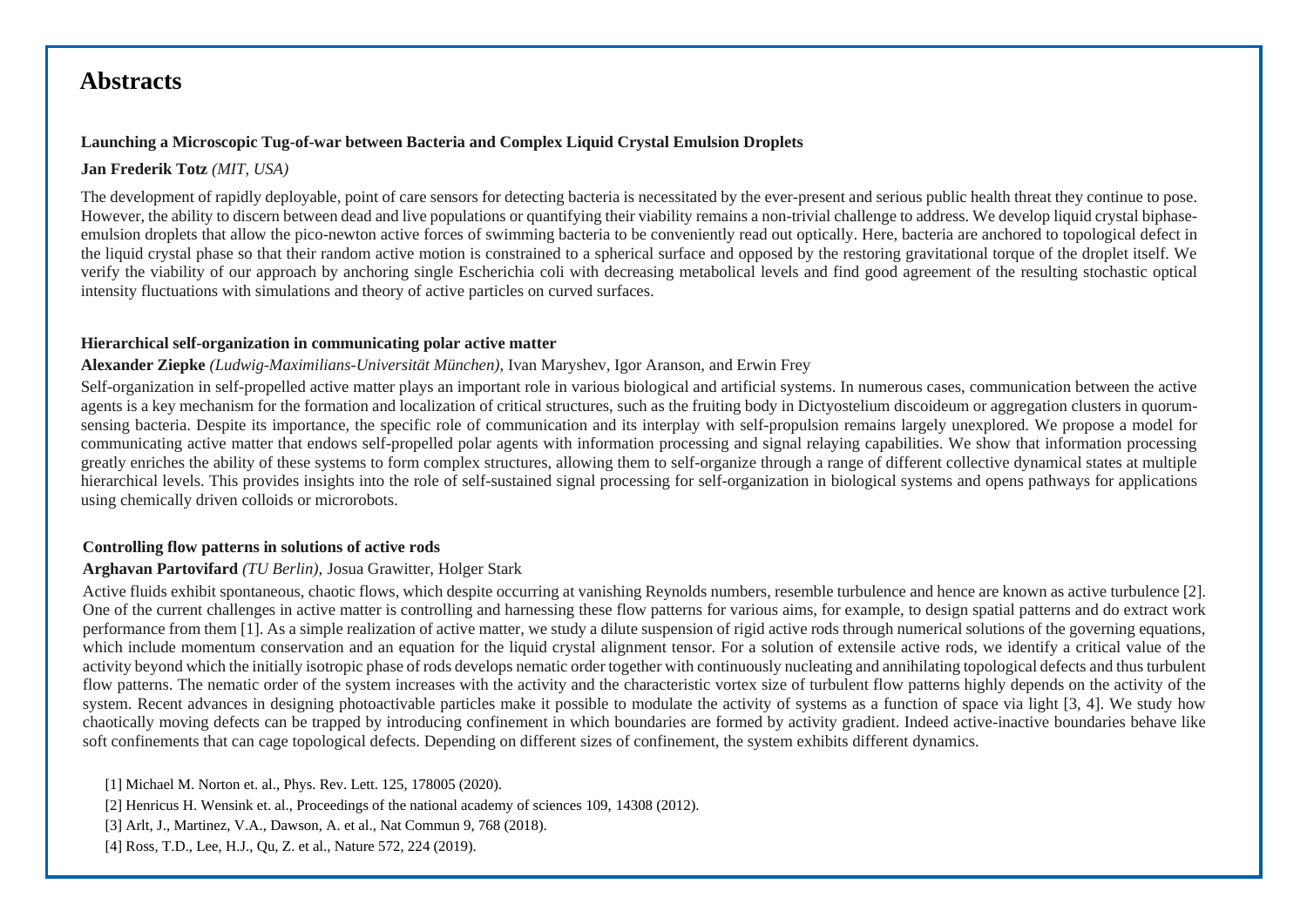# Abstracts

**Launching a Microscopic Tug-of-war between Bacteria and Complex Liquid Crystal Emulsion Droplets**

**Jan Frederik Totz** *(MIT, USA)*

The development of rapidly deployable, point of care sensors for detecting bacteria is necessitated by the ever-present and serious public health threat they continue to pose. However, the ability to discern between dead and live populations or quantifying their viability remains a non-trivial challenge to address. We develop liquid crystal biphase-emulsion droplets that allow the pico-newton active forces of swimming bacteria to be conveniently read out optically. Here, bacteria are anchored to topological defect in the liquid crystal phase so that their random active motion is constrained to a spherical surface and opposed by the restoring gravitational torque of the droplet itself. We verify the viability of our approach by anchoring single Escherichia coli with decreasing metabolical levels and find good agreement of the resulting stochastic optical intensity fluctuations with simulations and theory of active particles on curved surfaces.

**Hierarchical self-organization in communicating polar active matter**

**Alexander Ziepke** *(Ludwig-Maximilians-Universität München)*, Ivan Maryshev, Igor Aranson, and Erwin Frey

Self-organization in self-propelled active matter plays an important role in various biological and artificial systems. In numerous cases, communication between the active agents is a key mechanism for the formation and localization of critical structures, such as the fruiting body in Dictyostelium discoideum or aggregation clusters in quorum-sensing bacteria. Despite its importance, the specific role of communication and its interplay with self-propulsion remains largely unexplored. We propose a model for communicating active matter that endows self-propelled polar agents with information processing and signal relaying capabilities. We show that information processing greatly enriches the ability of these systems to form complex structures, allowing them to self-organize through a range of different collective dynamical states at multiple hierarchical levels. This provides insights into the role of self-sustained signal processing for self-organization in biological systems and opens pathways for applications using chemically driven colloids or microrobots.

**Controlling flow patterns in solutions of active rods**

**Arghavan Partovifard** *(TU Berlin)*, Josua Grawitter, Holger Stark

Active fluids exhibit spontaneous, chaotic flows, which despite occurring at vanishing Reynolds numbers, resemble turbulence and hence are known as active turbulence [2]. One of the current challenges in active matter is controlling and harnessing these flow patterns for various aims, for example, to design spatial patterns and do extract work performance from them [1]. As a simple realization of active matter, we study a dilute suspension of rigid active rods through numerical solutions of the governing equations, which include momentum conservation and an equation for the liquid crystal alignment tensor. For a solution of extensile active rods, we identify a critical value of the activity beyond which the initially isotropic phase of rods develops nematic order together with continuously nucleating and annihilating topological defects and thus turbulent flow patterns. The nematic order of the system increases with the activity and the characteristic vortex size of turbulent flow patterns highly depends on the activity of the system. Recent advances in designing photoactivable particles make it possible to modulate the activity of systems as a function of space via light [3, 4]. We study how chaotically moving defects can be trapped by introducing confinement in which boundaries are formed by activity gradient. Indeed active-inactive boundaries behave like soft confinements that can cage topological defects. Depending on different sizes of confinement, the system exhibits different dynamics.

[1] Michael M. Norton et. al., Phys. Rev. Lett. 125, 178005 (2020).

[2] Henricus H. Wensink et. al., Proceedings of the national academy of sciences 109, 14308 (2012).

[3] Arlt, J., Martinez, V.A., Dawson, A. et al., Nat Commun 9, 768 (2018).

[4] Ross, T.D., Lee, H.J., Qu, Z. et al., Nature 572, 224 (2019).